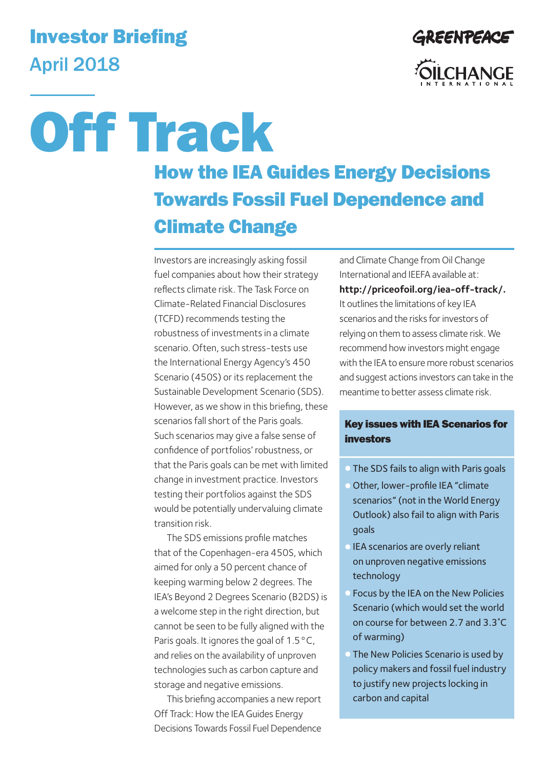Investor Briefing
April 2018

GREENPEACE

OILCHANGE INTERNATIONAL

# Off Track

## How the IEA Guides Energy Decisions Towards Fossil Fuel Dependence and Climate Change

Investors are increasingly asking fossil fuel companies about how their strategy reflects climate risk. The Task Force on Climate-Related Financial Disclosures (TCFD) recommends testing the robustness of investments in a climate scenario. Often, such stress-tests use the International Energy Agency's 450 Scenario (450S) or its replacement the Sustainable Development Scenario (SDS). However, as we show in this briefing, these scenarios fall short of the Paris goals. Such scenarios may give a false sense of confidence of portfolios' robustness, or that the Paris goals can be met with limited change in investment practice. Investors testing their portfolios against the SDS would be potentially undervaluing climate transition risk.

The SDS emissions profile matches that of the Copenhagen-era 450S, which aimed for only a 50 percent chance of keeping warming below 2 degrees. The IEA's Beyond 2 Degrees Scenario (B2DS) is a welcome step in the right direction, but cannot be seen to be fully aligned with the Paris goals. It ignores the goal of 1.5°C, and relies on the availability of unproven technologies such as carbon capture and storage and negative emissions.

This briefing accompanies a new report Off Track: How the IEA Guides Energy Decisions Towards Fossil Fuel Dependence and Climate Change from Oil Change International and IEEFA available at: **http://priceofoil.org/iea-off-track/.** It outlines the limitations of key IEA scenarios and the risks for investors of relying on them to assess climate risk. We recommend how investors might engage with the IEA to ensure more robust scenarios and suggest actions investors can take in the meantime to better assess climate risk.

### Key issues with IEA Scenarios for investors

- The SDS fails to align with Paris goals
- Other, lower-profile IEA "climate scenarios" (not in the World Energy Outlook) also fail to align with Paris goals
- IEA scenarios are overly reliant on unproven negative emissions technology
- Focus by the IEA on the New Policies Scenario (which would set the world on course for between 2.7 and 3.3°C of warming)
- The New Policies Scenario is used by policy makers and fossil fuel industry to justify new projects locking in carbon and capital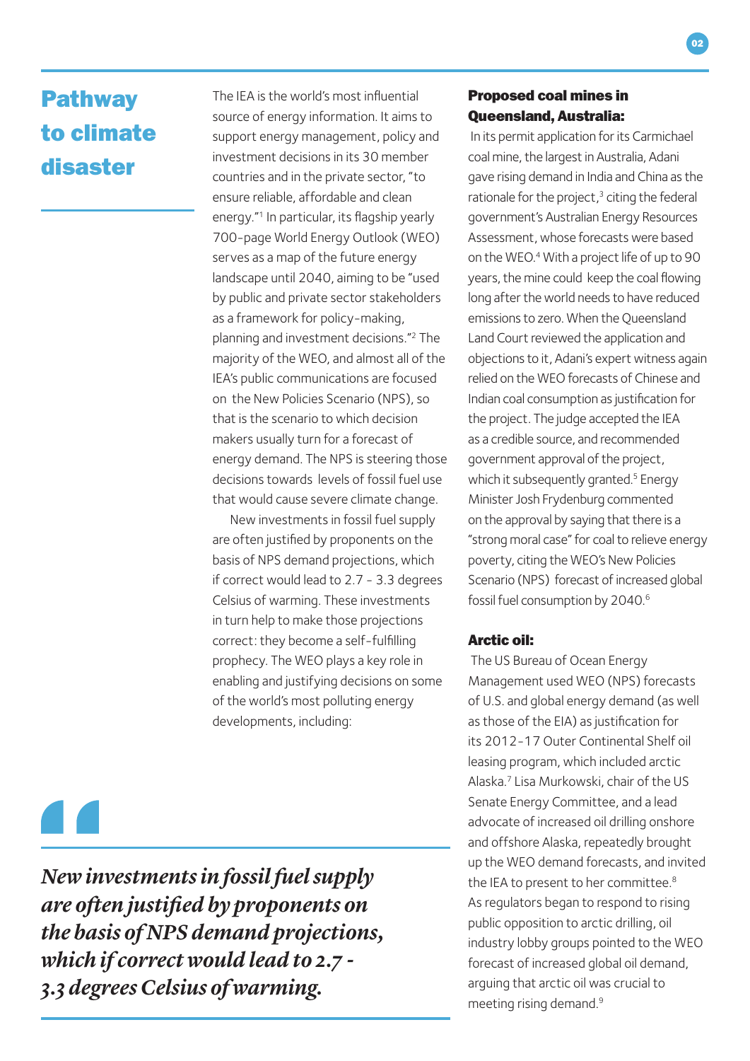## Pathway to climate disaster

The IEA is the world's most influential source of energy information. It aims to support energy management, policy and investment decisions in its 30 member countries and in the private sector, "to ensure reliable, affordable and clean energy."[1] In particular, its flagship yearly 700-page World Energy Outlook (WEO) serves as a map of the future energy landscape until 2040, aiming to be "used by public and private sector stakeholders as a framework for policy-making, planning and investment decisions."[2] The majority of the WEO, and almost all of the IEA's public communications are focused on the New Policies Scenario (NPS), so that is the scenario to which decision makers usually turn for a forecast of energy demand. The NPS is steering those decisions towards levels of fossil fuel use that would cause severe climate change.

New investments in fossil fuel supply are often justified by proponents on the basis of NPS demand projections, which if correct would lead to 2.7 - 3.3 degrees Celsius of warming. These investments in turn help to make those projections correct: they become a self-fulfilling prophecy. The WEO plays a key role in enabling and justifying decisions on some of the world's most polluting energy developments, including:

> *New investments in fossil fuel supply are often justified by proponents on the basis of NPS demand projections, which if correct would lead to 2.7 - 3.3 degrees Celsius of warming.*

**Proposed coal mines in Queensland, Australia:**

In its permit application for its Carmichael coal mine, the largest in Australia, Adani gave rising demand in India and China as the rationale for the project,[3] citing the federal government's Australian Energy Resources Assessment, whose forecasts were based on the WEO.[4] With a project life of up to 90 years, the mine could keep the coal flowing long after the world needs to have reduced emissions to zero. When the Queensland Land Court reviewed the application and objections to it, Adani's expert witness again relied on the WEO forecasts of Chinese and Indian coal consumption as justification for the project. The judge accepted the IEA as a credible source, and recommended government approval of the project, which it subsequently granted.[5] Energy Minister Josh Frydenburg commented on the approval by saying that there is a "strong moral case" for coal to relieve energy poverty, citing the WEO's New Policies Scenario (NPS) forecast of increased global fossil fuel consumption by 2040.[6]

**Arctic oil:**

The US Bureau of Ocean Energy Management used WEO (NPS) forecasts of U.S. and global energy demand (as well as those of the EIA) as justification for its 2012-17 Outer Continental Shelf oil leasing program, which included arctic Alaska.[7] Lisa Murkowski, chair of the US Senate Energy Committee, and a lead advocate of increased oil drilling onshore and offshore Alaska, repeatedly brought up the WEO demand forecasts, and invited the IEA to present to her committee.[8] As regulators began to respond to rising public opposition to arctic drilling, oil industry lobby groups pointed to the WEO forecast of increased global oil demand, arguing that arctic oil was crucial to meeting rising demand.[9]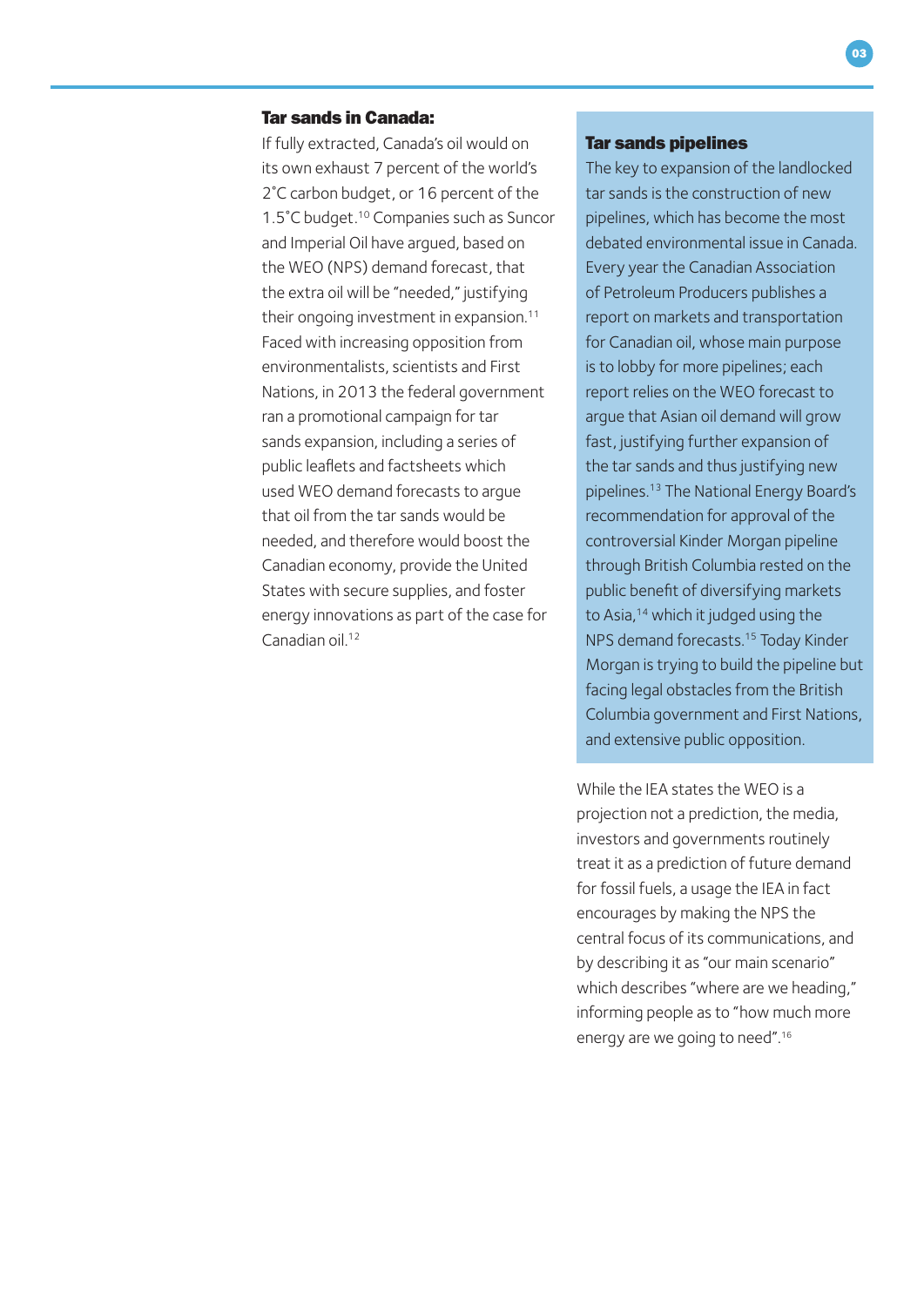### Tar sands in Canada:

If fully extracted, Canada's oil would on its own exhaust 7 percent of the world's 2˚C carbon budget, or 16 percent of the 1.5˚C budget.[10] Companies such as Suncor and Imperial Oil have argued, based on the WEO (NPS) demand forecast, that the extra oil will be "needed," justifying their ongoing investment in expansion.[11] Faced with increasing opposition from environmentalists, scientists and First Nations, in 2013 the federal government ran a promotional campaign for tar sands expansion, including a series of public leaflets and factsheets which used WEO demand forecasts to argue that oil from the tar sands would be needed, and therefore would boost the Canadian economy, provide the United States with secure supplies, and foster energy innovations as part of the case for Canadian oil.[12]

### Tar sands pipelines

The key to expansion of the landlocked tar sands is the construction of new pipelines, which has become the most debated environmental issue in Canada. Every year the Canadian Association of Petroleum Producers publishes a report on markets and transportation for Canadian oil, whose main purpose is to lobby for more pipelines; each report relies on the WEO forecast to argue that Asian oil demand will grow fast, justifying further expansion of the tar sands and thus justifying new pipelines.[13] The National Energy Board's recommendation for approval of the controversial Kinder Morgan pipeline through British Columbia rested on the public benefit of diversifying markets to Asia,[14] which it judged using the NPS demand forecasts.[15] Today Kinder Morgan is trying to build the pipeline but facing legal obstacles from the British Columbia government and First Nations, and extensive public opposition.

While the IEA states the WEO is a projection not a prediction, the media, investors and governments routinely treat it as a prediction of future demand for fossil fuels, a usage the IEA in fact encourages by making the NPS the central focus of its communications, and by describing it as "our main scenario" which describes "where are we heading," informing people as to "how much more energy are we going to need".[16]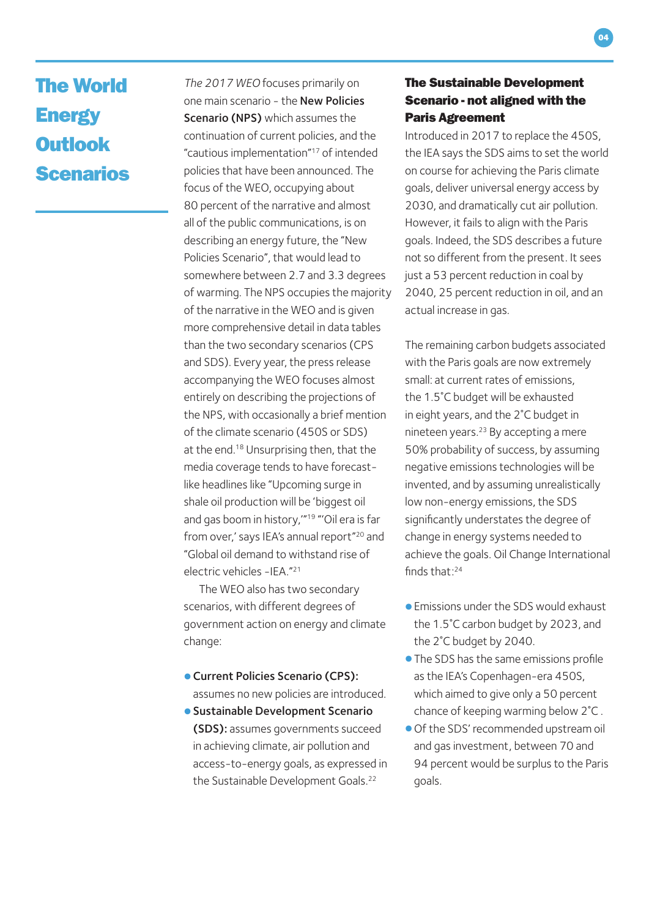# The World Energy Outlook Scenarios

*The 2017 WEO* focuses primarily on one main scenario - the **New Policies Scenario (NPS)** which assumes the continuation of current policies, and the "cautious implementation"[17] of intended policies that have been announced. The focus of the WEO, occupying about 80 percent of the narrative and almost all of the public communications, is on describing an energy future, the "New Policies Scenario", that would lead to somewhere between 2.7 and 3.3 degrees of warming. The NPS occupies the majority of the narrative in the WEO and is given more comprehensive detail in data tables than the two secondary scenarios (CPS and SDS). Every year, the press release accompanying the WEO focuses almost entirely on describing the projections of the NPS, with occasionally a brief mention of the climate scenario (450S or SDS) at the end.[18] Unsurprising then, that the media coverage tends to have forecast-like headlines like "Upcoming surge in shale oil production will be 'biggest oil and gas boom in history,'"[19] "'Oil era is far from over,' says IEA's annual report"[20] and "Global oil demand to withstand rise of electric vehicles -IEA."[21]

The WEO also has two secondary scenarios, with different degrees of government action on energy and climate change:

- **Current Policies Scenario (CPS):** assumes no new policies are introduced.
- **Sustainable Development Scenario (SDS):** assumes governments succeed in achieving climate, air pollution and access-to-energy goals, as expressed in the Sustainable Development Goals.[22]

## The Sustainable Development Scenario - not aligned with the Paris Agreement

Introduced in 2017 to replace the 450S, the IEA says the SDS aims to set the world on course for achieving the Paris climate goals, deliver universal energy access by 2030, and dramatically cut air pollution. However, it fails to align with the Paris goals. Indeed, the SDS describes a future not so different from the present. It sees just a 53 percent reduction in coal by 2040, 25 percent reduction in oil, and an actual increase in gas.

The remaining carbon budgets associated with the Paris goals are now extremely small: at current rates of emissions, the 1.5˚C budget will be exhausted in eight years, and the 2˚C budget in nineteen years.[23] By accepting a mere 50% probability of success, by assuming negative emissions technologies will be invented, and by assuming unrealistically low non-energy emissions, the SDS significantly understates the degree of change in energy systems needed to achieve the goals. Oil Change International finds that:[24]

- Emissions under the SDS would exhaust the 1.5˚C carbon budget by 2023, and the 2˚C budget by 2040.
- The SDS has the same emissions profile as the IEA's Copenhagen-era 450S, which aimed to give only a 50 percent chance of keeping warming below 2˚C .
- Of the SDS' recommended upstream oil and gas investment, between 70 and 94 percent would be surplus to the Paris goals.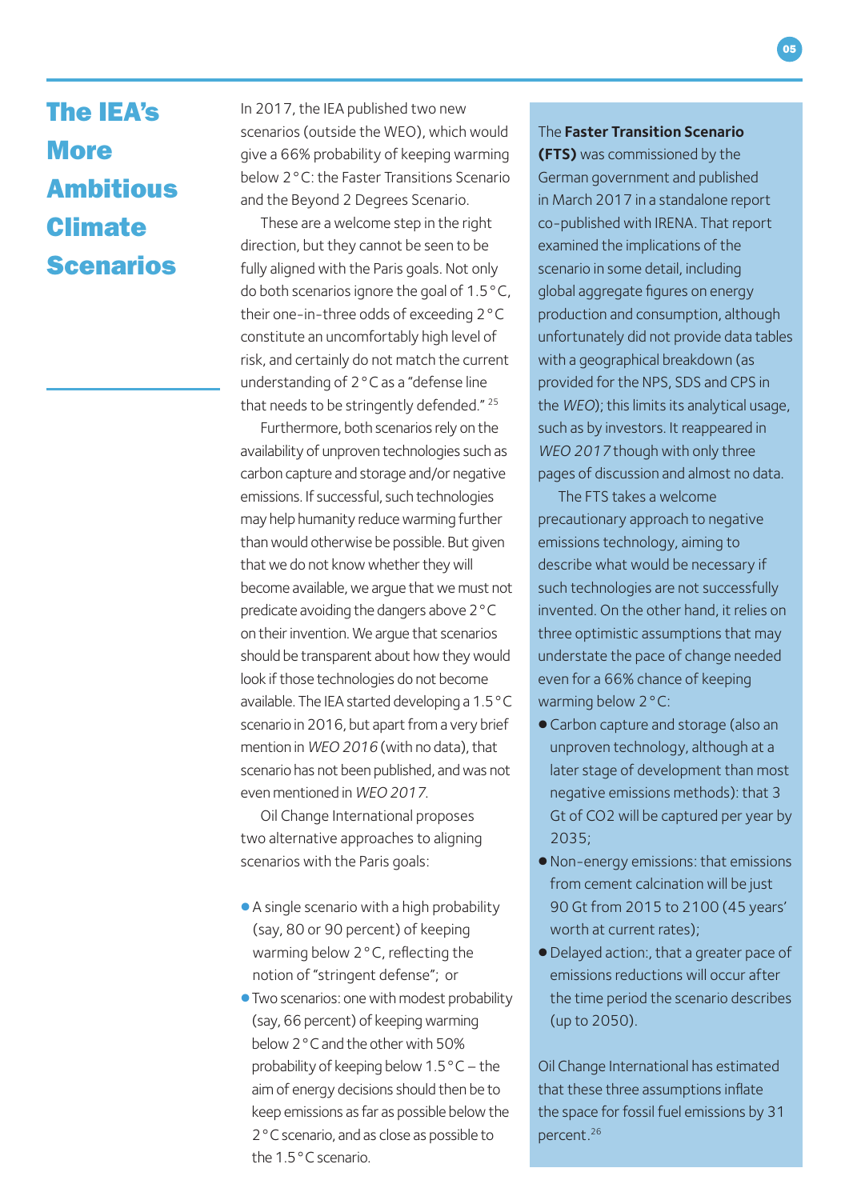# The IEA's More Ambitious Climate Scenarios

In 2017, the IEA published two new scenarios (outside the WEO), which would give a 66% probability of keeping warming below 2°C: the Faster Transitions Scenario and the Beyond 2 Degrees Scenario.

These are a welcome step in the right direction, but they cannot be seen to be fully aligned with the Paris goals. Not only do both scenarios ignore the goal of 1.5°C, their one-in-three odds of exceeding 2°C constitute an uncomfortably high level of risk, and certainly do not match the current understanding of 2°C as a "defense line that needs to be stringently defended."[25]

Furthermore, both scenarios rely on the availability of unproven technologies such as carbon capture and storage and/or negative emissions. If successful, such technologies may help humanity reduce warming further than would otherwise be possible. But given that we do not know whether they will become available, we argue that we must not predicate avoiding the dangers above 2°C on their invention. We argue that scenarios should be transparent about how they would look if those technologies do not become available. The IEA started developing a 1.5°C scenario in 2016, but apart from a very brief mention in *WEO 2016* (with no data), that scenario has not been published, and was not even mentioned in *WEO 2017*.

Oil Change International proposes two alternative approaches to aligning scenarios with the Paris goals:

- A single scenario with a high probability (say, 80 or 90 percent) of keeping warming below 2°C, reflecting the notion of "stringent defense"; or
- Two scenarios: one with modest probability (say, 66 percent) of keeping warming below 2°C and the other with 50% probability of keeping below 1.5°C – the aim of energy decisions should then be to keep emissions as far as possible below the 2°C scenario, and as close as possible to the 1.5°C scenario.

The **Faster Transition Scenario (FTS)** was commissioned by the German government and published in March 2017 in a standalone report co-published with IRENA. That report examined the implications of the scenario in some detail, including global aggregate figures on energy production and consumption, although unfortunately did not provide data tables with a geographical breakdown (as provided for the NPS, SDS and CPS in the *WEO*); this limits its analytical usage, such as by investors. It reappeared in *WEO 2017* though with only three pages of discussion and almost no data.

The FTS takes a welcome precautionary approach to negative emissions technology, aiming to describe what would be necessary if such technologies are not successfully invented. On the other hand, it relies on three optimistic assumptions that may understate the pace of change needed even for a 66% chance of keeping warming below 2°C:

- Carbon capture and storage (also an unproven technology, although at a later stage of development than most negative emissions methods): that 3 Gt of CO2 will be captured per year by 2035;
- Non-energy emissions: that emissions from cement calcination will be just 90 Gt from 2015 to 2100 (45 years' worth at current rates);
- Delayed action:, that a greater pace of emissions reductions will occur after the time period the scenario describes (up to 2050).

Oil Change International has estimated that these three assumptions inflate the space for fossil fuel emissions by 31 percent.[26]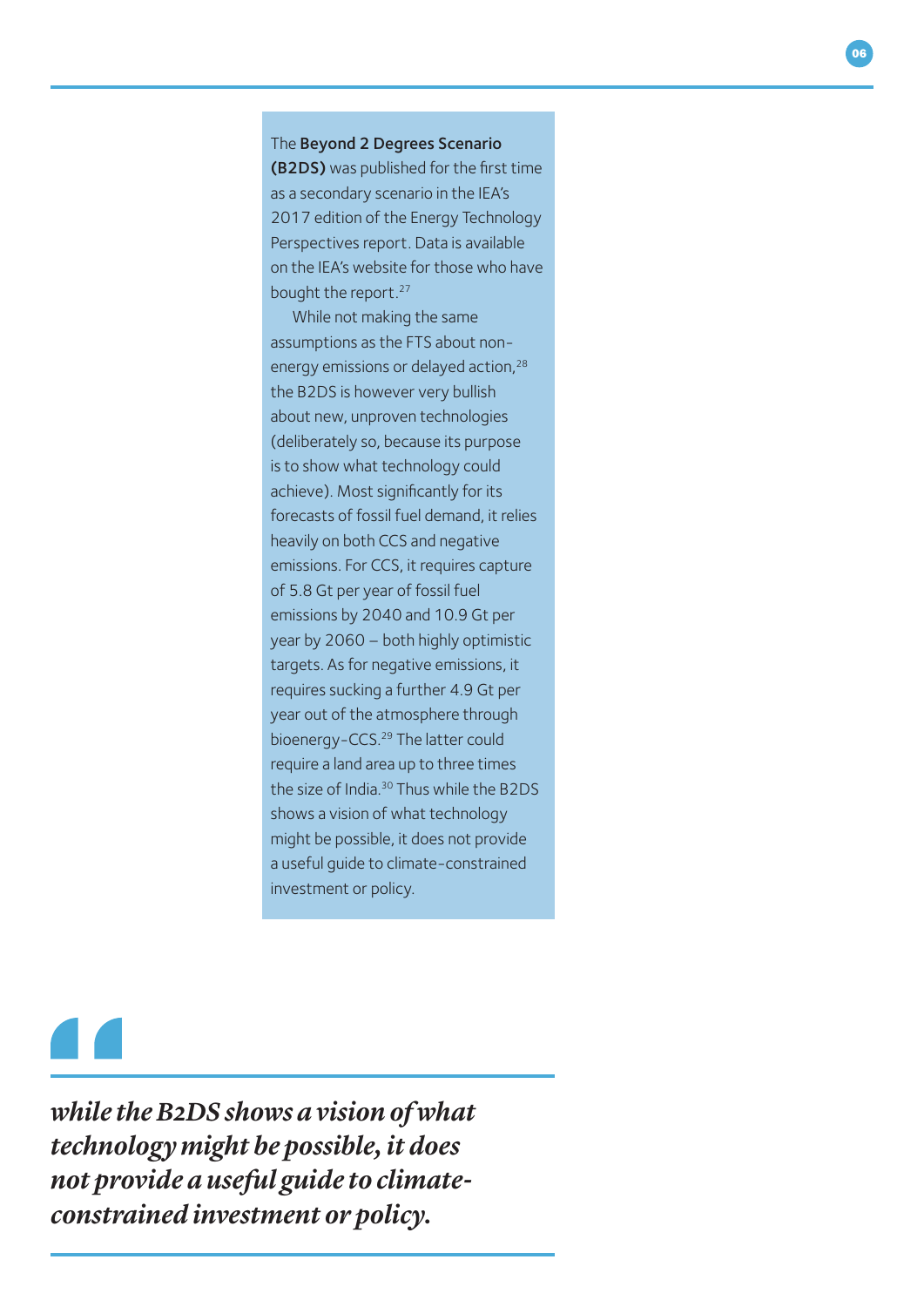The **Beyond 2 Degrees Scenario (B2DS)** was published for the first time as a secondary scenario in the IEA's 2017 edition of the Energy Technology Perspectives report. Data is available on the IEA's website for those who have bought the report.[27]

While not making the same assumptions as the FTS about non-energy emissions or delayed action,[28] the B2DS is however very bullish about new, unproven technologies (deliberately so, because its purpose is to show what technology could achieve). Most significantly for its forecasts of fossil fuel demand, it relies heavily on both CCS and negative emissions. For CCS, it requires capture of 5.8 Gt per year of fossil fuel emissions by 2040 and 10.9 Gt per year by 2060 – both highly optimistic targets. As for negative emissions, it requires sucking a further 4.9 Gt per year out of the atmosphere through bioenergy-CCS.[29] The latter could require a land area up to three times the size of India.[30] Thus while the B2DS shows a vision of what technology might be possible, it does not provide a useful guide to climate-constrained investment or policy.

> *while the B2DS shows a vision of what technology might be possible, it does not provide a useful guide to climate-constrained investment or policy.*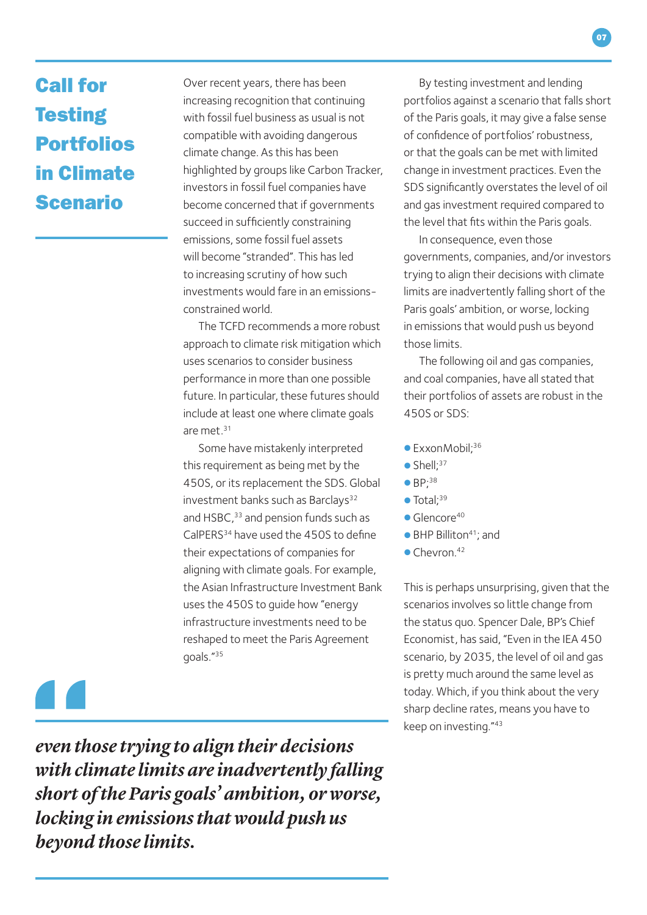# Call for Testing Portfolios in Climate Scenario

Over recent years, there has been increasing recognition that continuing with fossil fuel business as usual is not compatible with avoiding dangerous climate change. As this has been highlighted by groups like Carbon Tracker, investors in fossil fuel companies have become concerned that if governments succeed in sufficiently constraining emissions, some fossil fuel assets will become "stranded". This has led to increasing scrutiny of how such investments would fare in an emissions-constrained world.

The TCFD recommends a more robust approach to climate risk mitigation which uses scenarios to consider business performance in more than one possible future. In particular, these futures should include at least one where climate goals are met.[31]

Some have mistakenly interpreted this requirement as being met by the 450S, or its replacement the SDS. Global investment banks such as Barclays[32] and HSBC,[33] and pension funds such as CalPERS[34] have used the 450S to define their expectations of companies for aligning with climate goals. For example, the Asian Infrastructure Investment Bank uses the 450S to guide how "energy infrastructure investments need to be reshaped to meet the Paris Agreement goals."[35]

> *even those trying to align their decisions with climate limits are inadvertently falling short of the Paris goals' ambition, or worse, locking in emissions that would push us beyond those limits.*

By testing investment and lending portfolios against a scenario that falls short of the Paris goals, it may give a false sense of confidence of portfolios' robustness, or that the goals can be met with limited change in investment practices. Even the SDS significantly overstates the level of oil and gas investment required compared to the level that fits within the Paris goals.

In consequence, even those governments, companies, and/or investors trying to align their decisions with climate limits are inadvertently falling short of the Paris goals' ambition, or worse, locking in emissions that would push us beyond those limits.

The following oil and gas companies, and coal companies, have all stated that their portfolios of assets are robust in the 450S or SDS:

- ExxonMobil;[36]
- Shell;[37]
- BP;[38]
- Total;[39]
- Glencore[40]
- BHP Billiton[41]; and
- Chevron.[42]

This is perhaps unsurprising, given that the scenarios involves so little change from the status quo. Spencer Dale, BP's Chief Economist, has said, "Even in the IEA 450 scenario, by 2035, the level of oil and gas is pretty much around the same level as today. Which, if you think about the very sharp decline rates, means you have to keep on investing."[43]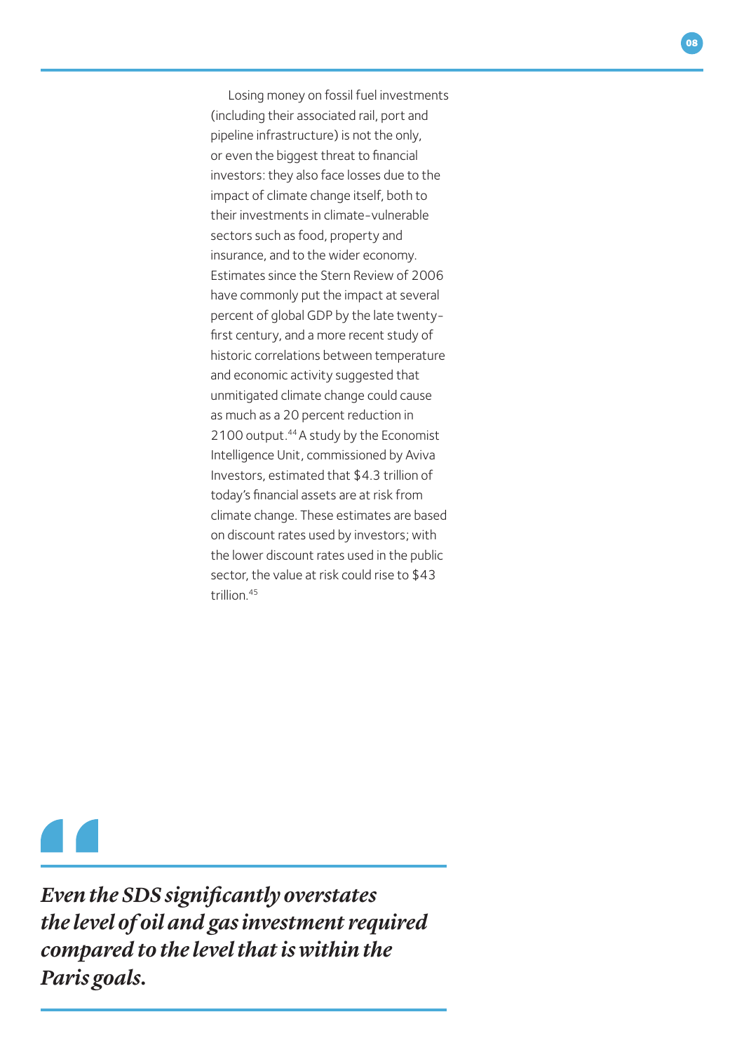Losing money on fossil fuel investments (including their associated rail, port and pipeline infrastructure) is not the only, or even the biggest threat to financial investors: they also face losses due to the impact of climate change itself, both to their investments in climate-vulnerable sectors such as food, property and insurance, and to the wider economy. Estimates since the Stern Review of 2006 have commonly put the impact at several percent of global GDP by the late twenty-first century, and a more recent study of historic correlations between temperature and economic activity suggested that unmitigated climate change could cause as much as a 20 percent reduction in 2100 output.[44] A study by the Economist Intelligence Unit, commissioned by Aviva Investors, estimated that $4.3 trillion of today's financial assets are at risk from climate change. These estimates are based on discount rates used by investors; with the lower discount rates used in the public sector, the value at risk could rise to $43 trillion.[45]

> ***Even the SDS significantly overstates the level of oil and gas investment required compared to the level that is within the Paris goals.***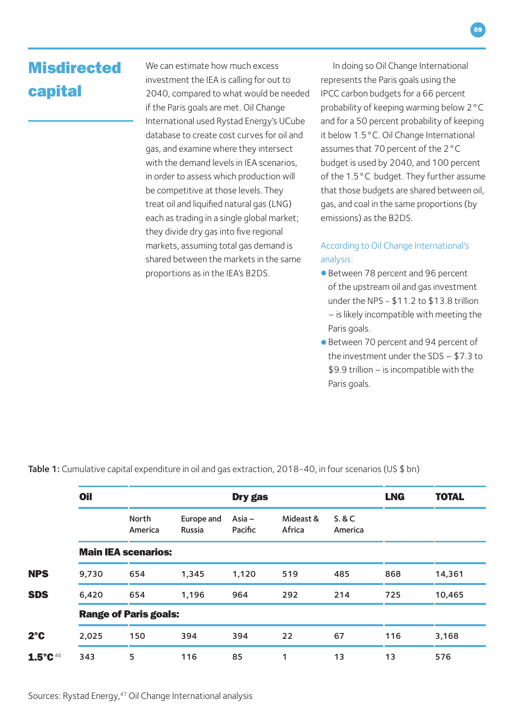## Misdirected capital

We can estimate how much excess investment the IEA is calling for out to 2040, compared to what would be needed if the Paris goals are met. Oil Change International used Rystad Energy's UCube database to create cost curves for oil and gas, and examine where they intersect with the demand levels in IEA scenarios, in order to assess which production will be competitive at those levels. They treat oil and liquified natural gas (LNG) each as trading in a single global market; they divide dry gas into five regional markets, assuming total gas demand is shared between the markets in the same proportions as in the IEA's B2DS.

In doing so Oil Change International represents the Paris goals using the IPCC carbon budgets for a 66 percent probability of keeping warming below 2 °C and for a 50 percent probability of keeping it below 1.5 °C. Oil Change International assumes that 70 percent of the 2 °C budget is used by 2040, and 100 percent of the 1.5 °C budget. They further assume that those budgets are shared between oil, gas, and coal in the same proportions (by emissions) as the B2DS.

According to Oil Change International's analysis:

- Between 78 percent and 96 percent of the upstream oil and gas investment under the NPS - $11.2 to $13.8 trillion – is likely incompatible with meeting the Paris goals.
- Between 70 percent and 94 percent of the investment under the SDS – $7.3 to $9.9 trillion – is incompatible with the Paris goals.

**Table 1:** Cumulative capital expenditure in oil and gas extraction, 2018-40, in four scenarios (US $ bn)

| | Oil | Dry gas | | | | | LNG | TOTAL |
|---|---|---|---|---|---|---|---|---|
| | | North America | Europe and Russia | Asia – Pacific | Mideast & Africa | S. & C America | | |
| | **Main IEA scenarios:** | | | | | | | |
| **NPS** | 9,730 | 654 | 1,345 | 1,120 | 519 | 485 | 868 | 14,361 |
| **SDS** | 6,420 | 654 | 1,196 | 964 | 292 | 214 | 725 | 10,465 |
| | **Range of Paris goals:** | | | | | | | |
| **2°C** | 2,025 | 150 | 394 | 394 | 22 | 67 | 116 | 3,168 |
| **1.5°C**[46] | 343 | 5 | 116 | 85 | 1 | 13 | 13 | 576 |

Sources: Rystad Energy,[47] Oil Change International analysis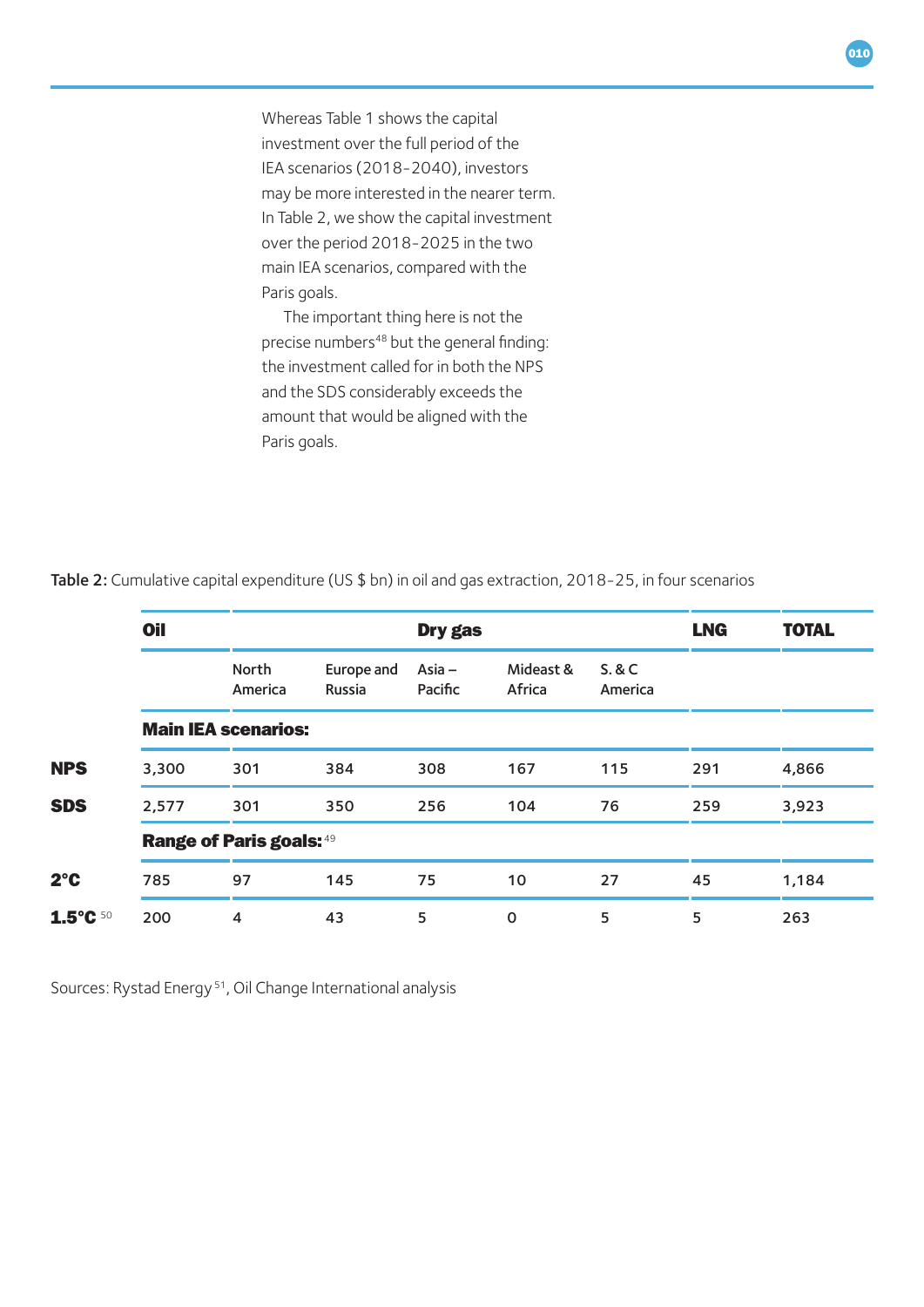Whereas Table 1 shows the capital investment over the full period of the IEA scenarios (2018-2040), investors may be more interested in the nearer term. In Table 2, we show the capital investment over the period 2018-2025 in the two main IEA scenarios, compared with the Paris goals.

The important thing here is not the precise numbers[48] but the general finding: the investment called for in both the NPS and the SDS considerably exceeds the amount that would be aligned with the Paris goals.

**Table 2:** Cumulative capital expenditure (US $ bn) in oil and gas extraction, 2018-25, in four scenarios

| | **Oil** | **Dry gas** | | | | | **LNG** | **TOTAL** |
|---|---|---|---|---|---|---|---|---|
| | | North America | Europe and Russia | Asia – Pacific | Mideast & Africa | S. & C America | | |
| | **Main IEA scenarios:** | | | | | | | |
| **NPS** | 3,300 | 301 | 384 | 308 | 167 | 115 | 291 | 4,866 |
| **SDS** | 2,577 | 301 | 350 | 256 | 104 | 76 | 259 | 3,923 |
| | **Range of Paris goals:**[49] | | | | | | | |
| **2°C** | 785 | 97 | 145 | 75 | 10 | 27 | 45 | 1,184 |
| **1.5°C**[50] | 200 | 4 | 43 | 5 | 0 | 5 | 5 | 263 |

Sources: Rystad Energy[51], Oil Change International analysis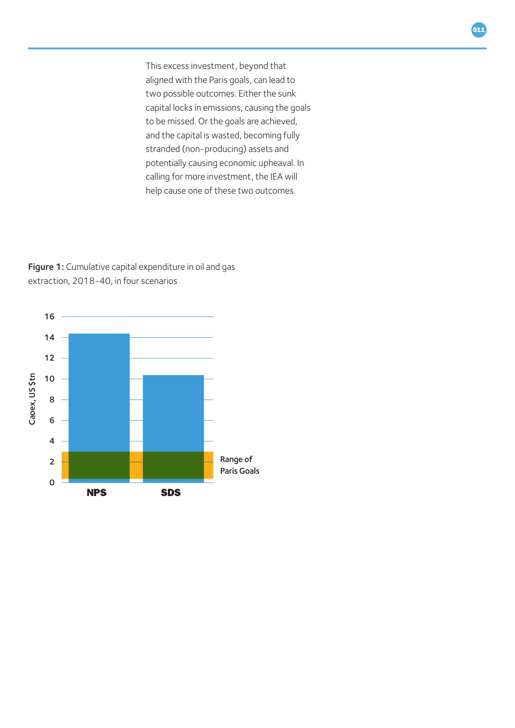This excess investment, beyond that aligned with the Paris goals, can lead to two possible outcomes. Either the sunk capital locks in emissions, causing the goals to be missed. Or the goals are achieved, and the capital is wasted, becoming fully stranded (non-producing) assets and potentially causing economic upheaval. In calling for more investment, the IEA will help cause one of these two outcomes.

**Figure 1:** Cumulative capital expenditure in oil and gas extraction, 2018-40, in four scenarios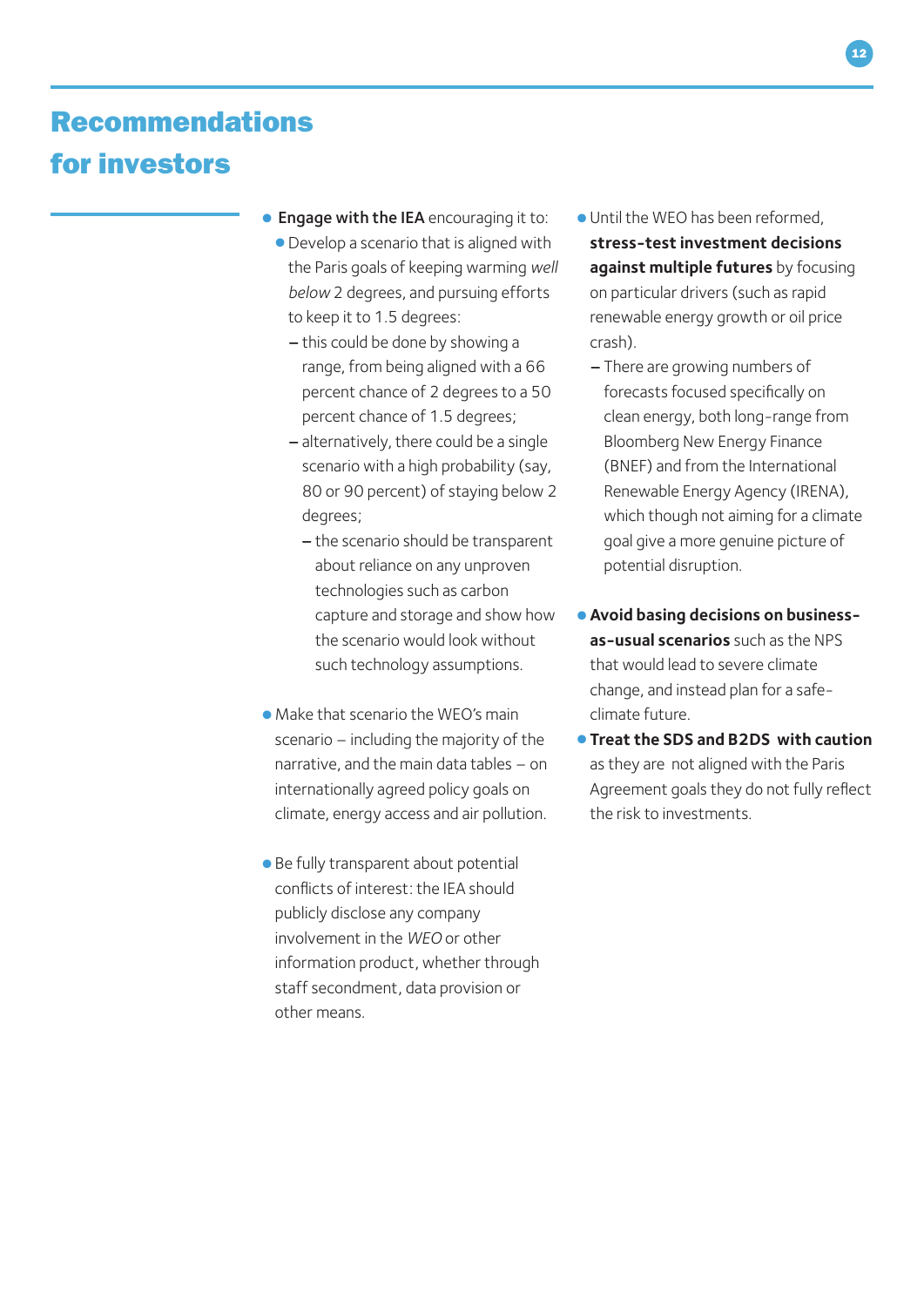# Recommendations for investors

- **Engage with the IEA** encouraging it to:
  - Develop a scenario that is aligned with the Paris goals of keeping warming *well below* 2 degrees, and pursuing efforts to keep it to 1.5 degrees:
    - this could be done by showing a range, from being aligned with a 66 percent chance of 2 degrees to a 50 percent chance of 1.5 degrees;
    - alternatively, there could be a single scenario with a high probability (say, 80 or 90 percent) of staying below 2 degrees;
    - the scenario should be transparent about reliance on any unproven technologies such as carbon capture and storage and show how the scenario would look without such technology assumptions.

- Make that scenario the WEO's main scenario – including the majority of the narrative, and the main data tables – on internationally agreed policy goals on climate, energy access and air pollution.

- Be fully transparent about potential conflicts of interest: the IEA should publicly disclose any company involvement in the *WEO* or other information product, whether through staff secondment, data provision or other means.

- Until the WEO has been reformed, **stress-test investment decisions against multiple futures** by focusing on particular drivers (such as rapid renewable energy growth or oil price crash).
  - There are growing numbers of forecasts focused specifically on clean energy, both long-range from Bloomberg New Energy Finance (BNEF) and from the International Renewable Energy Agency (IRENA), which though not aiming for a climate goal give a more genuine picture of potential disruption.

- **Avoid basing decisions on business-as-usual scenarios** such as the NPS that would lead to severe climate change, and instead plan for a safe-climate future.
- **Treat the SDS and B2DS with caution** as they are not aligned with the Paris Agreement goals they do not fully reflect the risk to investments.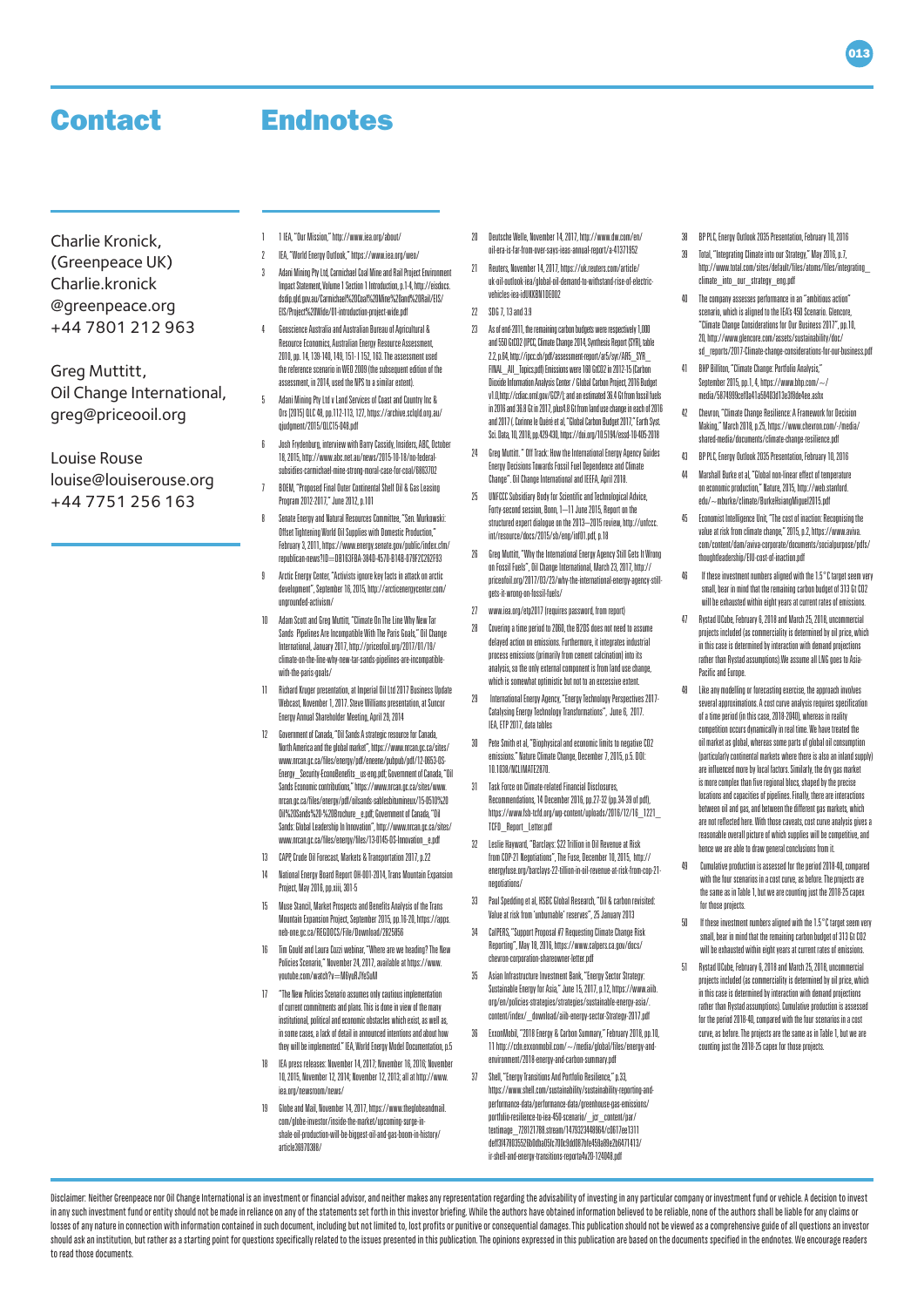# Contact

Charlie Kronick, (Greenpeace UK)
Charlie.kronick@greenpeace.org
+44 7801 212 963

Greg Muttitt, Oil Change International,
greg@priceoil.org

Louise Rouse
louise@louiserouse.org
+44 7751 256 163

# Endnotes

1. 1 IEA, "Our Mission," http://www.iea.org/about/
2. IEA, "World Energy Outlook," https://www.iea.org/weo/
3. Adani Mining Pty Ltd, Carmichael Coal Mine and Rail Project Environment Impact Statement, Volume 1 Section 1 Introduction, p.1-4, http://eisdocs.dsdip.qld.gov.au/Carmichael%20Coal%20Mine%20and%20Rail/EIS/EIS/Project%20Wide/01-introduction-project-wide.pdf
4. Geoscience Australia and Australian Bureau of Agricultural & Resource Economics, Australian Energy Resource Assessment, 2010, pp. 14, 139-140, 149, 151-1 152, 163. The assessment used the reference scenario in WEO 2009 (the subsequent edition of the assessment, in 2014, used the NPS to a similar extent).
5. Adani Mining Pty Ltd v Land Services of Coast and Country Inc & Ors (2015) QLC 48, pp.112-113, 127, https://archive.sclqld.org.au/qjudgment/2015/QLC15-048.pdf
6. Josh Frydenburg, interview with Barry Cassidy, Insiders, ABC, October 18, 2015, http://www.abc.net.au/news/2015-10-18/no-federal-subsidies-carmichael-mine-strong-moral-case-for-coal/6863702
7. BOEM, "Proposed Final Outer Continental Shelf Oil & Gas Leasing Program 2012-2017," June 2012, p.181
8. Senate Energy and Natural Resources Committee, "Sen. Murkowski: Offset Tightening World Oil Supplies with Domestic Production," February 3, 2011, https://www.energy.senate.gov/public/index.cfm/republican-news?ID=DB163FBA-3840-4570-B14B-079F2C262F93
9. Arctic Energy Center, "Activists ignore key facts in attack on arctic development", September 16, 2015, http://arcticenergycenter.com/ungrounded-activism/
10. Adam Scott and Greg Muttitt, "Climate On The Line Why New Tar Sands Pipelines Are Incompatible With The Paris Goals," Oil Change International, January 2017, http://priceofoil.org/2017/01/19/climate-on-the-line-why-new-tar-sands-pipelines-are-incompatible-with-the-paris-goals/
11. Richard Kruger presentation, at Imperial Oil Ltd 2017 Business Update Webcast, November 1, 2017. Steve Williams presentation, at Suncor Energy Annual Shareholder Meeting, April 29, 2014
12. Government of Canada, "Oil Sands A strategic resource for Canada, North America and the global market", https://www.nrcan.gc.ca/sites/www.nrcan.gc.ca/files/energy/pdf/eneene/pubpub/pdf/12-0053-OS-Energy_Security-EconoBenefits_us-eng.pdf; Government of Canada, "Oil Sands Economic contributions," https://www.nrcan.gc.ca/sites/www.nrcan.gc.ca/files/energy/pdf/oilsands-sablesbitumineux/15-0510%20Oil%20Sands%20-%20Brochure_e.pdf; Government of Canada, "Oil Sands: Global Leadership In Innovation", http://www.nrcan.gc.ca/sites/www.nrcan.gc.ca/files/energy/files/13-0145-OS-Innovation_e.pdf
13. CAPP, Crude Oil Forecast, Markets & Transportation 2017, p.22
14. National Energy Board Report OH-001-2014, Trans Mountain Expansion Project, May 2016, pp.xiii, 301-5
15. Muse Stancil, Market Prospects and Benefits Analysis of the Trans Mountain Expansion Project, September 2015, pp.16-20, https://apps.neb-one.gc.ca/REGDOCS/File/Download/2825856
16. Tim Gould and Laura Cozzi webinar, "Where are we heading? The New Policies Scenario," November 24, 2017, available at https://www.youtube.com/watch?v=M6yuRJYeSoM
17. "The New Policies Scenario assumes only cautious implementation of current commitments and plans. This is done in view of the many institutional, political and economic obstacles which exist, as well as, in some cases, a lack of detail in announced intentions and about how they will be implemented." IEA, World Energy Model Documentation, p.5
18. IEA press releases: November 14, 2017; November 16, 2016; November 10, 2015, November 12, 2014; November 12, 2013; all at http://www.iea.org/newsroom/news/
19. Globe and Mail, November 14, 2017, https://www.theglobeandmail.com/globe-investor/inside-the-market/upcoming-surge-in-shale-oil-production-will-be-biggest-oil-and-gas-boom-in-history/article36970388/
20. Deutsche Welle, November 14, 2017, http://www.dw.com/en/oil-era-is-far-from-over-says-ieas-annual-report/a-41371952
21. Reuters, November 14, 2017, https://uk.reuters.com/article/uk-oil-outlook-iea/global-oil-demand-to-withstand-rise-of-electric-vehicles-iea-idUKKBN1DE0O2
22. SDG 7, 13 and 3.9
23. As of end-2011, the remaining carbon budgets were respectively 1,000 and 550 GtCO2 (IPCC, Climate Change 2014, Synthesis Report (SYR), table 2.2, p.64, http://ipcc.ch/pdf/assessment-report/ar5/syr/AR5_SYR_FINAL_All_Topics.pdf) Emissions were 108 GtCO2 in 2012-15 (Carbon Dioxide Information Analysis Center / Global Carbon Project, 2016 Budget v1.0, http://cdiac.ornl.gov/GCP/); and an estimated 36.4 Gt from fossil fuels in 2016 and 36.8 Gt in 2017, plus4.8 Gt from land use change in each of 2016 and 2017 ( Corinne le Quéré et al, "Global Carbon Budget 2017," Earth Syst. Sci. Data, 10, 2018, pp.429-430, https://doi.org/10.5194/essd-10-405-2018
24. Greg Muttitt, " Off Track: How the International Energy Agency Guides Energy Decisions Towards Fossil Fuel Dependence and Climate Change". Oil Change International and IEEFA, April 2018.
25. UNFCCC Subsidiary Body for Scientific and Technological Advice, Forty-second session, Bonn, 1—11 June 2015, Report on the structured expert dialogue on the 2013—2015 review, http://unfccc.int/resource/docs/2015/sb/eng/inf01.pdf, p.18
26. Greg Muttitt, "Why the International Energy Agency Still Gets It Wrong on Fossil Fuels", Oil Change International, March 23, 2017, http://priceofoil.org/2017/03/23/why-the-international-energy-agency-still-gets-it-wrong-on-fossil-fuels/
27. www.iea.org/etp2017 (requires password, from report)
28. Covering a time period to 2060, the B2DS does not need to assume delayed action on emissions. Furthermore, it integrates industrial process emissions (primarily from cement calcination) into its analysis, so the only external component is from land use change, which is somewhat optimistic but not to an excessive extent.
29. International Energy Agency, "Energy Technology Perspectives 2017-Catalysing Energy Technology Transformations", June 6, 2017. IEA, ETP 2017, data tables
30. Pete Smith et al, "Biophysical and economic limits to negative CO2 emissions." Nature Climate Change, December 7, 2015, p.5. DOI: 10.1038/NCLIMATE2870.
31. Task Force on Climate-related Financial Disclosures, Recommendations, 14 December 2016, pp.27-32 (pp.34-39 of pdf), https://www.fsb-tcfd.org/wp-content/uploads/2016/12/16_1221_TCFD_Report_Letter.pdf
32. Leslie Hayward, "Barclays: $22 Trillion in Oil Revenue at Risk from COP-21 Negotiations", The Fuse, December 10, 2015, http://energyfuse.org/barclays-22-trillion-in-oil-revenue-at-risk-from-cop-21-negotiations/
33. Paul Spedding et al, HSBC Global Research, "Oil & carbon revisited: Value at risk from 'unburnable' reserves", 25 January 2013
34. CalPERS, "Support Proposal #7 Requesting Climate Change Risk Reporting", May 18, 2016, https://www.calpers.ca.gov/docs/chevron-corporation-shareowner-letter.pdf
35. Asian Infrastructure Investment Bank, "Energy Sector Strategy: Sustainable Energy for Asia," June 15, 2017, p.12, https://www.aiib.org/en/policies-strategies/strategies/sustainable-energy-asia/.content/index/_download/aiib-energy-sector-Strategy-2017.pdf
36. ExxonMobil, "2018 Energy & Carbon Summary," February 2018, pp.10, 11 http://cdn.exxonmobil.com/~/media/global/files/energy-and-environment/2018-energy-and-carbon-summary.pdf
37. Shell, "Energy Transitions And Portfolio Resilience," p.33, https://www.shell.com/sustainability/sustainability-reporting-and-performance-data/performance-data/greenhouse-gas-emissions/portfolio-resilience-to-iea-450-scenario/_jcr_content/par/textimage_728121788.stream/1479323448964/c0617ee1311deff3f478035526b0dba05fc700c9dd087bfe459a89e2b6471413/ir-shell-and-energy-transitions-reporta4v20-124048.pdf
38. BP PLC, Energy Outlook 2035 Presentation, February 10, 2016
39. Total, "Integrating Climate into our Strategy," May 2016, p.7, http://www.total.com/sites/default/files/atoms/files/integrating_climate_into_our_strategy_eng.pdf
40. The company assesses performance in an "ambitious action" scenario, which is aligned to the IEA's 450 Scenario. Glencore, "Climate Change Considerations for Our Business 2017", pp.10, 20, http://www.glencore.com/assets/sustainability/doc/sd_reports/2017-Climate-change-considerations-for-our-business.pdf
41. BHP Billiton, "Climate Change: Portfolio Analysis," September 2015, pp.1, 4, https://www.bhp.com/~/media/5874999cef0a41a59403d13e3f9de4ee.ashx
42. Chevron, "Climate Change Resilience: A Framework for Decision Making," March 2018, p.25, https://www.chevron.com/-/media/shared-media/documents/climate-change-resilience.pdf
43. BP PLC, Energy Outlook 2035 Presentation, February 10, 2016
44. Marshall Burke et al, "Global non-linear effect of temperature on economic production," Nature, 2015, http://web.stanford.edu/~mburke/climate/BurkeHsiangMiguel2015.pdf
45. Economist Intelligence Unit, "The cost of inaction: Recognising the value at risk from climate change," 2015, p.2, https://www.aviva.com/content/dam/aviva-corporate/documents/socialpurpose/pdfs/thoughtleadership/EIU-cost-of-inaction.pdf
46. If these investment numbers aligned with the 1.5°C target seem very small, bear in mind that the remaining carbon budget of 313 Gt CO2 will be exhausted within eight years at current rates of emissions.
47. Rystad UCube, February 6, 2018 and March 25, 2018, uncommercial projects included (as commerciality is determined by oil price, which in this case is determined by interaction with demand projections rather than Rystad assumptions).We assume all LNG goes to Asia-Pacific and Europe.
48. Like any modelling or forecasting exercise, the approach involves several approximations. A cost curve analysis requires specification of a time period (in this case, 2018-2040), whereas in reality competition occurs dynamically in real time. We have treated the oil market as global, whereas some parts of global oil consumption (particularly continental markets where there is also an inland supply) are influenced more by local factors. Similarly, the dry gas market is more complex than five regional blocs, shaped by the precise locations and capacities of pipelines. Finally, there are interactions between oil and gas, and between the different gas markets, which are not reflected here. With those caveats, cost curve analysis gives a reasonable overall picture of which supplies will be competitive, and hence we are able to draw general conclusions from it.
49. Cumulative production is assessed for the period 2018-40, compared with the four scenarios in a cost curve, as before. The projects are the same as in Table 1, but we are counting just the 2018-25 capex for those projects.
50. If these investment numbers aligned with the 1.5°C target seem very small, bear in mind that the remaining carbon budget of 313 Gt CO2 will be exhausted within eight years at current rates of emissions.
51. Rystad UCube, February 6, 2018 and March 25, 2018, uncommercial projects included (as commerciality is determined by oil price, which in this case is determined by interaction with demand projections rather than Rystad assumptions). Cumulative production is assessed for the period 2018-40, compared with the four scenarios in a cost curve, as before. The projects are the same as in Table 1, but we are counting just the 2018-25 capex for those projects.

Disclaimer: Neither Greenpeace nor Oil Change International is an investment or financial advisor, and neither makes any representation regarding the advisability of investing in any particular company or investment fund or vehicle. A decision to invest in any such investment fund or entity should not be made in reliance on any of the statements set forth in this investor briefing. While the authors have obtained information believed to be reliable, none of the authors shall be liable for any claims or losses of any nature in connection with information contained in such document, including but not limited to, lost profits or punitive or consequential damages. This publication should not be viewed as a comprehensive guide of all questions an investor should ask an institution, but rather as a starting point for questions specifically related to the issues presented in this publication. The opinions expressed in this publication are based on the documents specified in the endnotes. We encourage readers to read those documents.